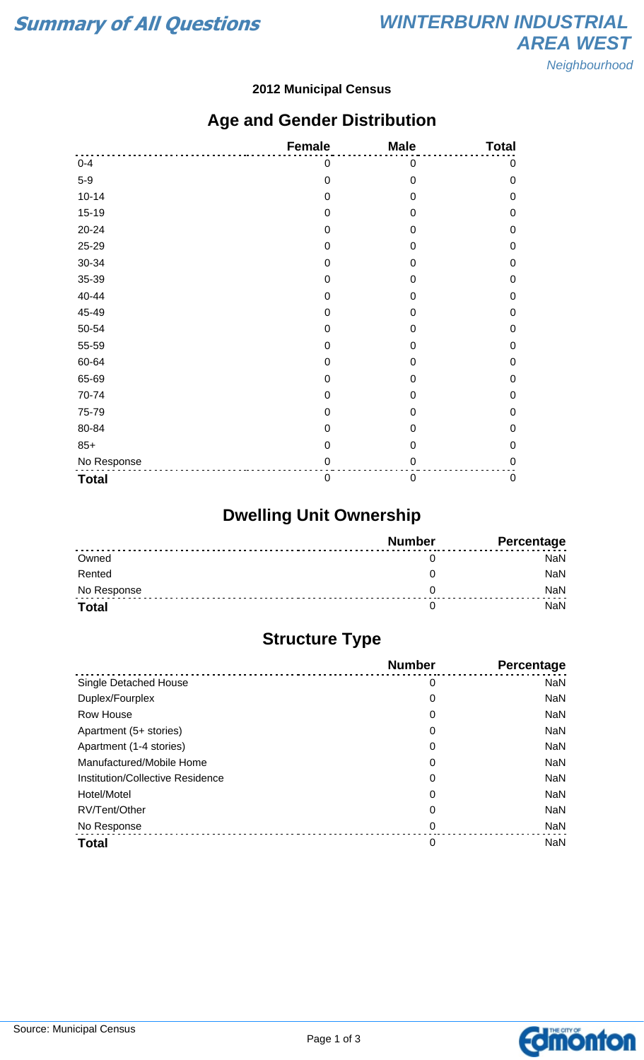# Summary of All Questions

## WINTERBURN INDUSTRIAL AREA WEST

*Neighbourhood*

**2012 Municipal Census**

## Age and Gender Distribution

| | Female | Male | Total |
|---|---|---|---|
| 0-4 | 0 | 0 | 0 |
| 5-9 | 0 | 0 | 0 |
| 10-14 | 0 | 0 | 0 |
| 15-19 | 0 | 0 | 0 |
| 20-24 | 0 | 0 | 0 |
| 25-29 | 0 | 0 | 0 |
| 30-34 | 0 | 0 | 0 |
| 35-39 | 0 | 0 | 0 |
| 40-44 | 0 | 0 | 0 |
| 45-49 | 0 | 0 | 0 |
| 50-54 | 0 | 0 | 0 |
| 55-59 | 0 | 0 | 0 |
| 60-64 | 0 | 0 | 0 |
| 65-69 | 0 | 0 | 0 |
| 70-74 | 0 | 0 | 0 |
| 75-79 | 0 | 0 | 0 |
| 80-84 | 0 | 0 | 0 |
| 85+ | 0 | 0 | 0 |
| No Response | 0 | 0 | 0 |
| **Total** | 0 | 0 | 0 |

## Dwelling Unit Ownership

| | Number | Percentage |
|---|---|---|
| Owned | 0 | NaN |
| Rented | 0 | NaN |
| No Response | 0 | NaN |
| **Total** | 0 | NaN |

## Structure Type

| | Number | Percentage |
|---|---|---|
| Single Detached House | 0 | NaN |
| Duplex/Fourplex | 0 | NaN |
| Row House | 0 | NaN |
| Apartment (5+ stories) | 0 | NaN |
| Apartment (1-4 stories) | 0 | NaN |
| Manufactured/Mobile Home | 0 | NaN |
| Institution/Collective Residence | 0 | NaN |
| Hotel/Motel | 0 | NaN |
| RV/Tent/Other | 0 | NaN |
| No Response | 0 | NaN |
| **Total** | 0 | NaN |

Source: Municipal Census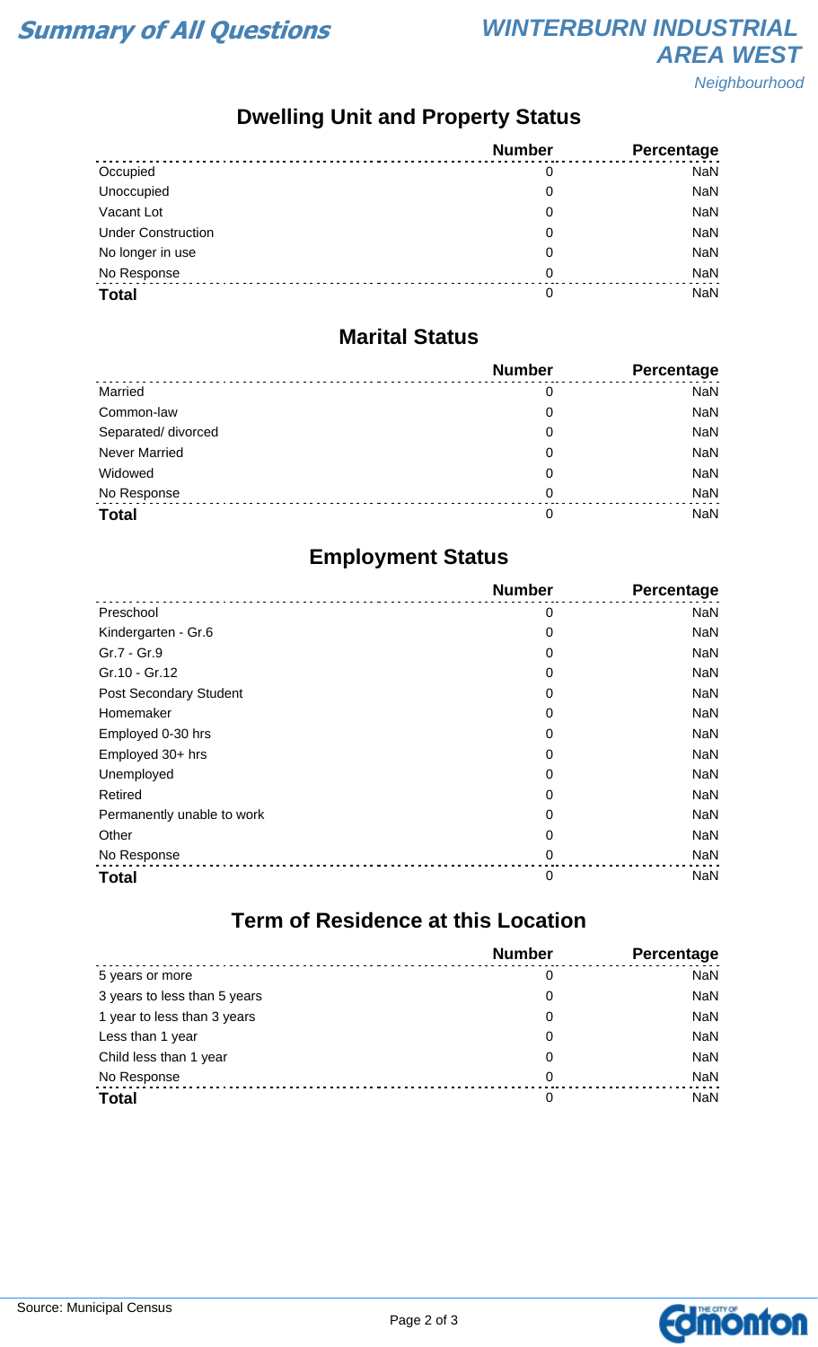# Summary of All Questions

## WINTERBURN INDUSTRIAL AREA WEST

*Neighbourhood*

## Dwelling Unit and Property Status

| | Number | Percentage |
|---|---|---|
| Occupied | 0 | NaN |
| Unoccupied | 0 | NaN |
| Vacant Lot | 0 | NaN |
| Under Construction | 0 | NaN |
| No longer in use | 0 | NaN |
| No Response | 0 | NaN |
| **Total** | 0 | NaN |

## Marital Status

| | Number | Percentage |
|---|---|---|
| Married | 0 | NaN |
| Common-law | 0 | NaN |
| Separated/ divorced | 0 | NaN |
| Never Married | 0 | NaN |
| Widowed | 0 | NaN |
| No Response | 0 | NaN |
| **Total** | 0 | NaN |

## Employment Status

| | Number | Percentage |
|---|---|---|
| Preschool | 0 | NaN |
| Kindergarten - Gr.6 | 0 | NaN |
| Gr.7 - Gr.9 | 0 | NaN |
| Gr.10 - Gr.12 | 0 | NaN |
| Post Secondary Student | 0 | NaN |
| Homemaker | 0 | NaN |
| Employed 0-30 hrs | 0 | NaN |
| Employed 30+ hrs | 0 | NaN |
| Unemployed | 0 | NaN |
| Retired | 0 | NaN |
| Permanently unable to work | 0 | NaN |
| Other | 0 | NaN |
| No Response | 0 | NaN |
| **Total** | 0 | NaN |

## Term of Residence at this Location

| | Number | Percentage |
|---|---|---|
| 5 years or more | 0 | NaN |
| 3 years to less than 5 years | 0 | NaN |
| 1 year to less than 3 years | 0 | NaN |
| Less than 1 year | 0 | NaN |
| Child less than 1 year | 0 | NaN |
| No Response | 0 | NaN |
| **Total** | 0 | NaN |

Source: Municipal Census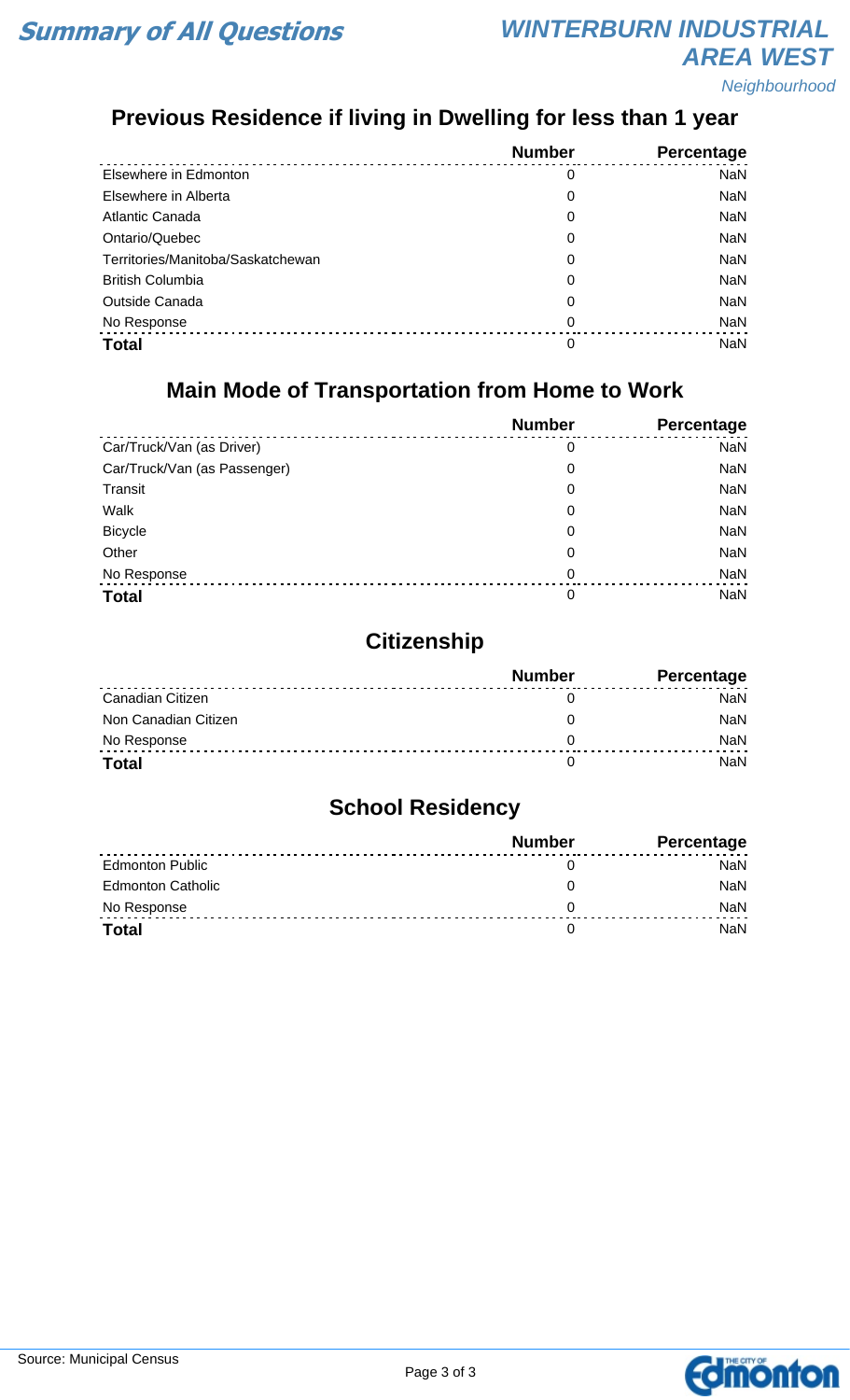# Summary of All Questions

# WINTERBURN INDUSTRIAL AREA WEST

*Neighbourhood*

## Previous Residence if living in Dwelling for less than 1 year

| | Number | Percentage |
|---|---|---|
| Elsewhere in Edmonton | 0 | NaN |
| Elsewhere in Alberta | 0 | NaN |
| Atlantic Canada | 0 | NaN |
| Ontario/Quebec | 0 | NaN |
| Territories/Manitoba/Saskatchewan | 0 | NaN |
| British Columbia | 0 | NaN |
| Outside Canada | 0 | NaN |
| No Response | 0 | NaN |
| **Total** | 0 | NaN |

## Main Mode of Transportation from Home to Work

| | Number | Percentage |
|---|---|---|
| Car/Truck/Van (as Driver) | 0 | NaN |
| Car/Truck/Van (as Passenger) | 0 | NaN |
| Transit | 0 | NaN |
| Walk | 0 | NaN |
| Bicycle | 0 | NaN |
| Other | 0 | NaN |
| No Response | 0 | NaN |
| **Total** | 0 | NaN |

## Citizenship

| | Number | Percentage |
|---|---|---|
| Canadian Citizen | 0 | NaN |
| Non Canadian Citizen | 0 | NaN |
| No Response | 0 | NaN |
| **Total** | 0 | NaN |

## School Residency

| | Number | Percentage |
|---|---|---|
| Edmonton Public | 0 | NaN |
| Edmonton Catholic | 0 | NaN |
| No Response | 0 | NaN |
| **Total** | 0 | NaN |

Source: Municipal Census